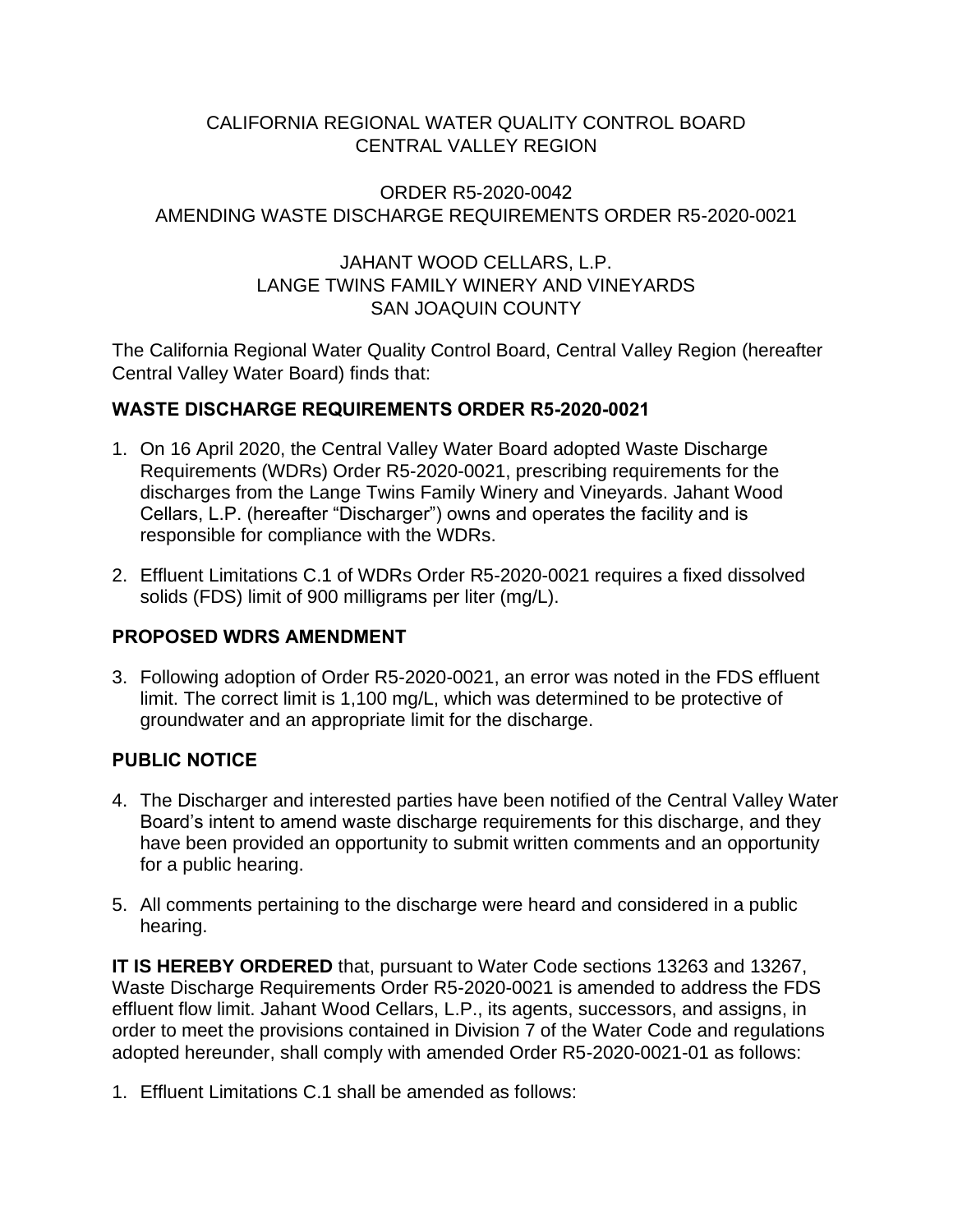CALIFORNIA REGIONAL WATER QUALITY CONTROL BOARD
CENTRAL VALLEY REGION

ORDER R5-2020-0042
AMENDING WASTE DISCHARGE REQUIREMENTS ORDER R5-2020-0021

JAHANT WOOD CELLARS, L.P.
LANGE TWINS FAMILY WINERY AND VINEYARDS
SAN JOAQUIN COUNTY

The California Regional Water Quality Control Board, Central Valley Region (hereafter Central Valley Water Board) finds that:

## WASTE DISCHARGE REQUIREMENTS ORDER R5-2020-0021

1. On 16 April 2020, the Central Valley Water Board adopted Waste Discharge Requirements (WDRs) Order R5-2020-0021, prescribing requirements for the discharges from the Lange Twins Family Winery and Vineyards. Jahant Wood Cellars, L.P. (hereafter "Discharger") owns and operates the facility and is responsible for compliance with the WDRs.

2. Effluent Limitations C.1 of WDRs Order R5-2020-0021 requires a fixed dissolved solids (FDS) limit of 900 milligrams per liter (mg/L).

## PROPOSED WDRS AMENDMENT

3. Following adoption of Order R5-2020-0021, an error was noted in the FDS effluent limit. The correct limit is 1,100 mg/L, which was determined to be protective of groundwater and an appropriate limit for the discharge.

## PUBLIC NOTICE

4. The Discharger and interested parties have been notified of the Central Valley Water Board's intent to amend waste discharge requirements for this discharge, and they have been provided an opportunity to submit written comments and an opportunity for a public hearing.

5. All comments pertaining to the discharge were heard and considered in a public hearing.

**IT IS HEREBY ORDERED** that, pursuant to Water Code sections 13263 and 13267, Waste Discharge Requirements Order R5-2020-0021 is amended to address the FDS effluent flow limit. Jahant Wood Cellars, L.P., its agents, successors, and assigns, in order to meet the provisions contained in Division 7 of the Water Code and regulations adopted hereunder, shall comply with amended Order R5-2020-0021-01 as follows:

1. Effluent Limitations C.1 shall be amended as follows: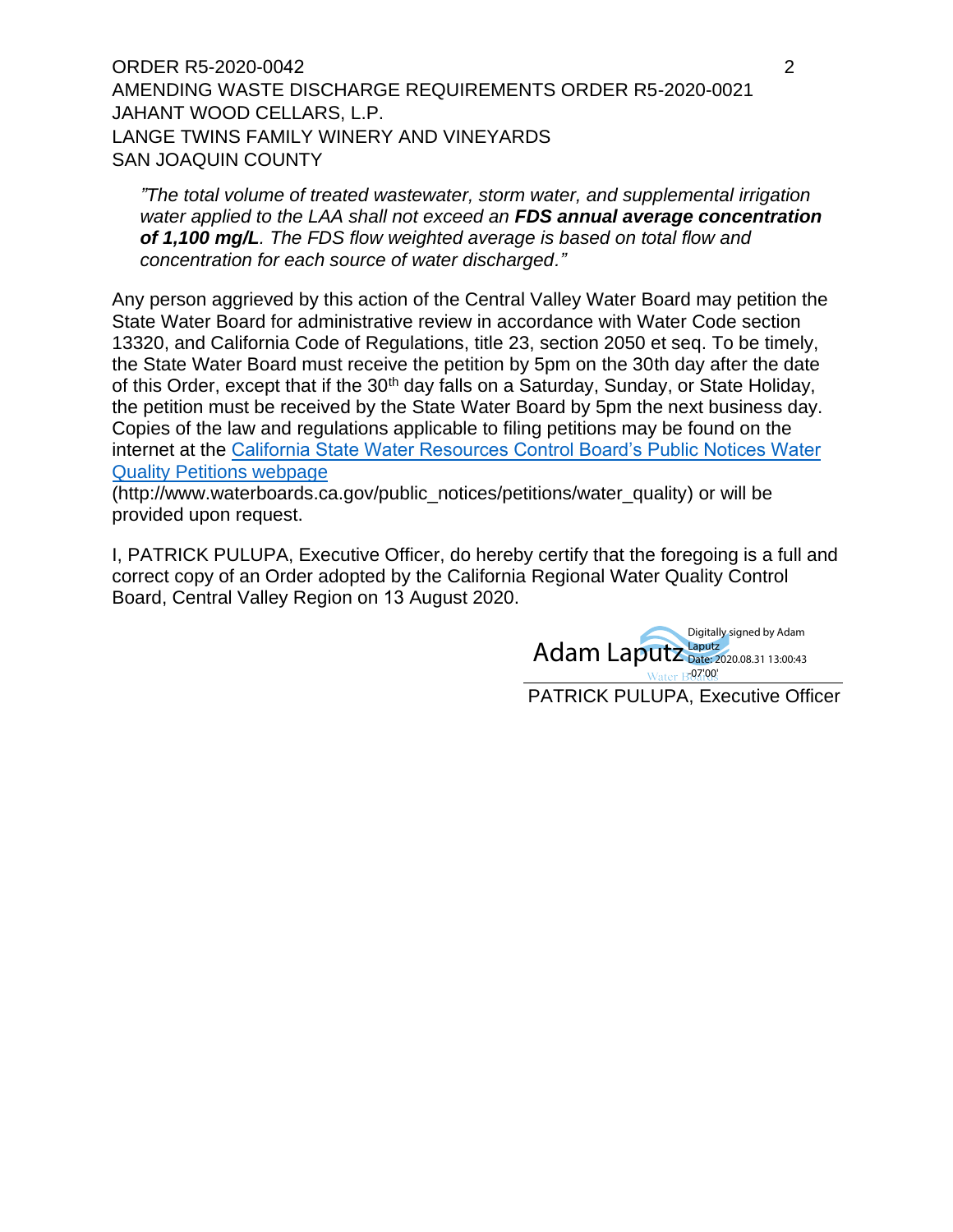*"The total volume of treated wastewater, storm water, and supplemental irrigation water applied to the LAA shall not exceed an* ***FDS annual average concentration of 1,100 mg/L****. The FDS flow weighted average is based on total flow and concentration for each source of water discharged."*

Any person aggrieved by this action of the Central Valley Water Board may petition the State Water Board for administrative review in accordance with Water Code section 13320, and California Code of Regulations, title 23, section 2050 et seq. To be timely, the State Water Board must receive the petition by 5pm on the 30th day after the date of this Order, except that if the 30th day falls on a Saturday, Sunday, or State Holiday, the petition must be received by the State Water Board by 5pm the next business day. Copies of the law and regulations applicable to filing petitions may be found on the internet at the California State Water Resources Control Board's Public Notices Water Quality Petitions webpage (http://www.waterboards.ca.gov/public_notices/petitions/water_quality) or will be provided upon request.

I, PATRICK PULUPA, Executive Officer, do hereby certify that the foregoing is a full and correct copy of an Order adopted by the California Regional Water Quality Control Board, Central Valley Region on 13 August 2020.

Adam Laputz

Digitally signed by Adam Laputz
Date: 2020.08.31 13:00:43 -07'00'

PATRICK PULUPA, Executive Officer